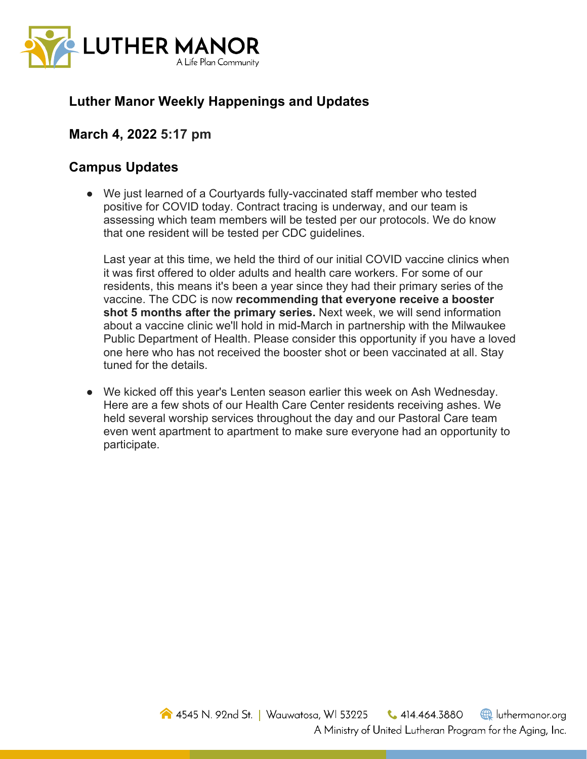# Luther Manor Weekly Happenings and Updates

## March 4, 2022 5:17 pm

## Campus Updates

- We just learned of a Courtyards fully-vaccinated staff member who tested positive for COVID today. Contract tracing is underway, and our team is assessing which team members will be tested per our protocols. We do know that one resident will be tested per CDC guidelines.

  Last year at this time, we held the third of our initial COVID vaccine clinics when it was first offered to older adults and health care workers. For some of our residents, this means it's been a year since they had their primary series of the vaccine. The CDC is now **recommending that everyone receive a booster shot 5 months after the primary series.** Next week, we will send information about a vaccine clinic we'll hold in mid-March in partnership with the Milwaukee Public Department of Health. Please consider this opportunity if you have a loved one here who has not received the booster shot or been vaccinated at all. Stay tuned for the details.

- We kicked off this year's Lenten season earlier this week on Ash Wednesday. Here are a few shots of our Health Care Center residents receiving ashes. We held several worship services throughout the day and our Pastoral Care team even went apartment to apartment to make sure everyone had an opportunity to participate.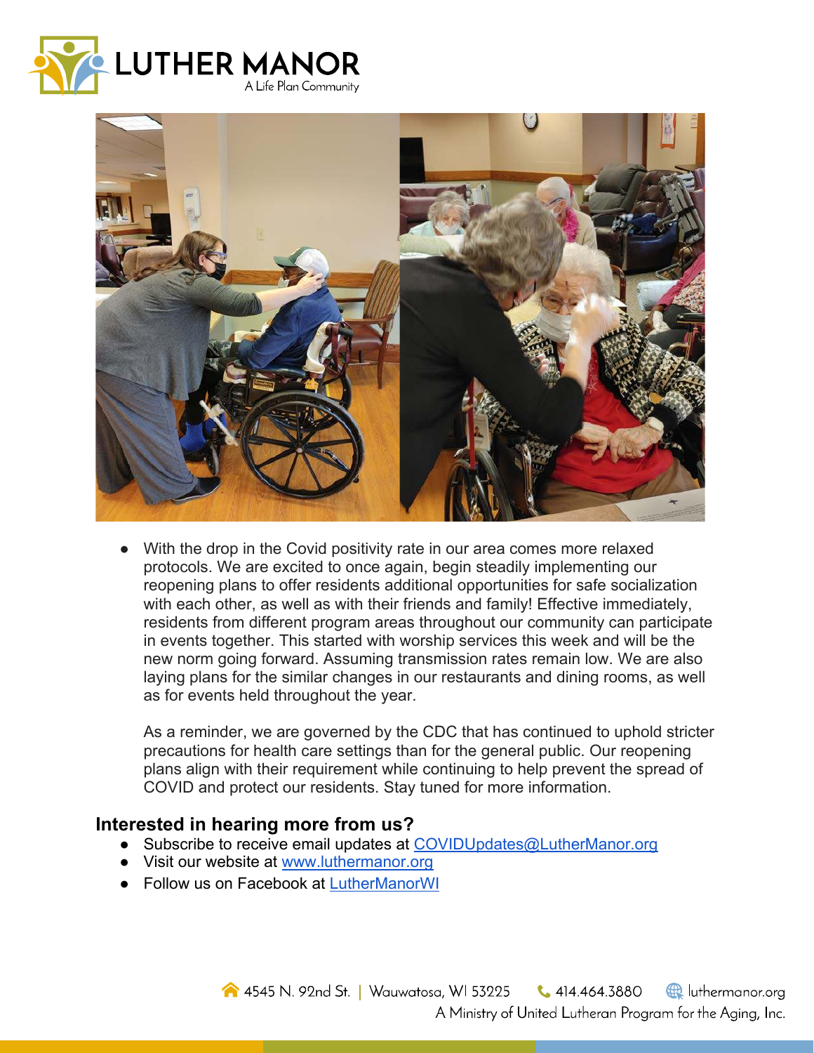- With the drop in the Covid positivity rate in our area comes more relaxed protocols. We are excited to once again, begin steadily implementing our reopening plans to offer residents additional opportunities for safe socialization with each other, as well as with their friends and family! Effective immediately, residents from different program areas throughout our community can participate in events together. This started with worship services this week and will be the new norm going forward. Assuming transmission rates remain low. We are also laying plans for the similar changes in our restaurants and dining rooms, as well as for events held throughout the year.

  As a reminder, we are governed by the CDC that has continued to uphold stricter precautions for health care settings than for the general public. Our reopening plans align with their requirement while continuing to help prevent the spread of COVID and protect our residents. Stay tuned for more information.

### Interested in hearing more from us?

- Subscribe to receive email updates at [COVIDUpdates@LutherManor.org](mailto:COVIDUpdates@LutherManor.org)
- Visit our website at [www.luthermanor.org](http://www.luthermanor.org)
- Follow us on Facebook at [LutherManorWI](https://www.facebook.com/LutherManorWI)

4545 N. 92nd St. | Wauwatosa, WI 53225 414.464.3880 luthermanor.org
A Ministry of United Lutheran Program for the Aging, Inc.